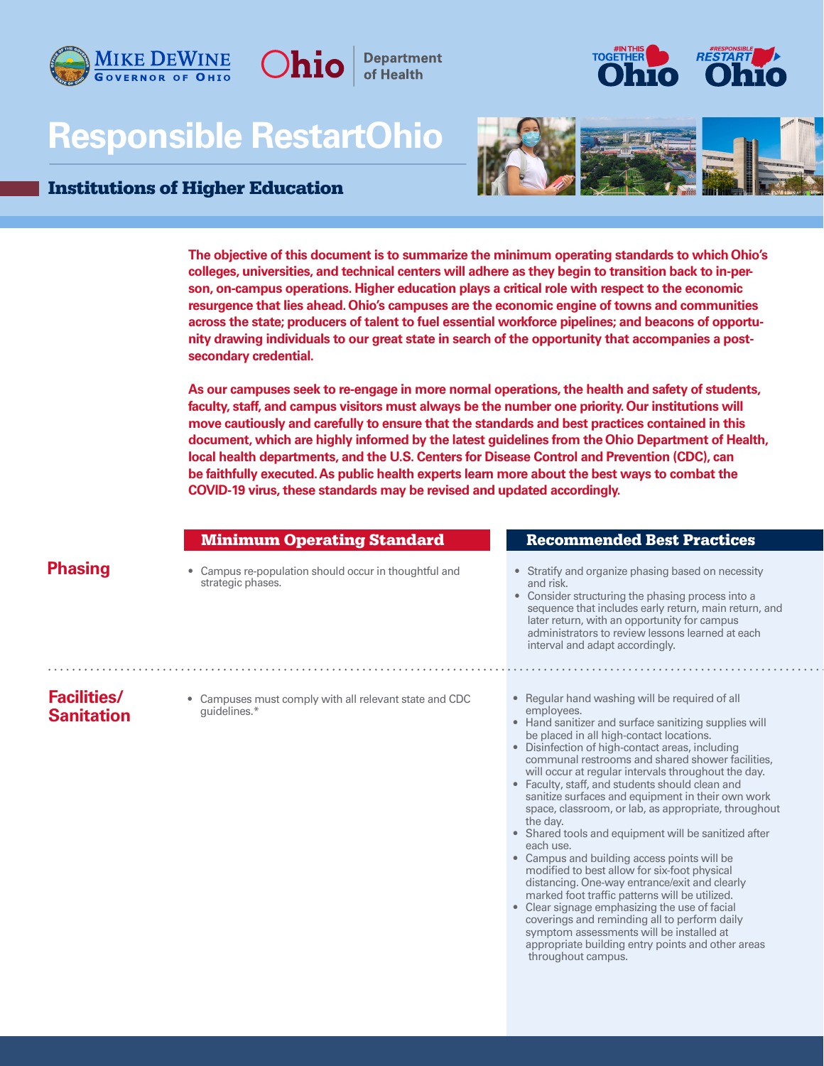# Responsible RestartOhio

## Institutions of Higher Education

**The objective of this document is to summarize the minimum operating standards to which Ohio's colleges, universities, and technical centers will adhere as they begin to transition back to in-person, on-campus operations. Higher education plays a critical role with respect to the economic resurgence that lies ahead. Ohio's campuses are the economic engine of towns and communities across the state; producers of talent to fuel essential workforce pipelines; and beacons of opportunity drawing individuals to our great state in search of the opportunity that accompanies a post-secondary credential.**

**As our campuses seek to re-engage in more normal operations, the health and safety of students, faculty, staff, and campus visitors must always be the number one priority. Our institutions will move cautiously and carefully to ensure that the standards and best practices contained in this document, which are highly informed by the latest guidelines from the Ohio Department of Health, local health departments, and the U.S. Centers for Disease Control and Prevention (CDC), can be faithfully executed. As public health experts learn more about the best ways to combat the COVID-19 virus, these standards may be revised and updated accordingly.**

| | Minimum Operating Standard | Recommended Best Practices |
|---|---|---|
| **Phasing** | • Campus re-population should occur in thoughtful and strategic phases. | • Stratify and organize phasing based on necessity and risk.<br>• Consider structuring the phasing process into a sequence that includes early return, main return, and later return, with an opportunity for campus administrators to review lessons learned at each interval and adapt accordingly. |
| **Facilities/ Sanitation** | • Campuses must comply with all relevant state and CDC guidelines.* | • Regular hand washing will be required of all employees.<br>• Hand sanitizer and surface sanitizing supplies will be placed in all high-contact locations.<br>• Disinfection of high-contact areas, including communal restrooms and shared shower facilities, will occur at regular intervals throughout the day.<br>• Faculty, staff, and students should clean and sanitize surfaces and equipment in their own work space, classroom, or lab, as appropriate, throughout the day.<br>• Shared tools and equipment will be sanitized after each use.<br>• Campus and building access points will be modified to best allow for six-foot physical distancing. One-way entrance/exit and clearly marked foot traffic patterns will be utilized.<br>• Clear signage emphasizing the use of facial coverings and reminding all to perform daily symptom assessments will be installed at appropriate building entry points and other areas throughout campus. |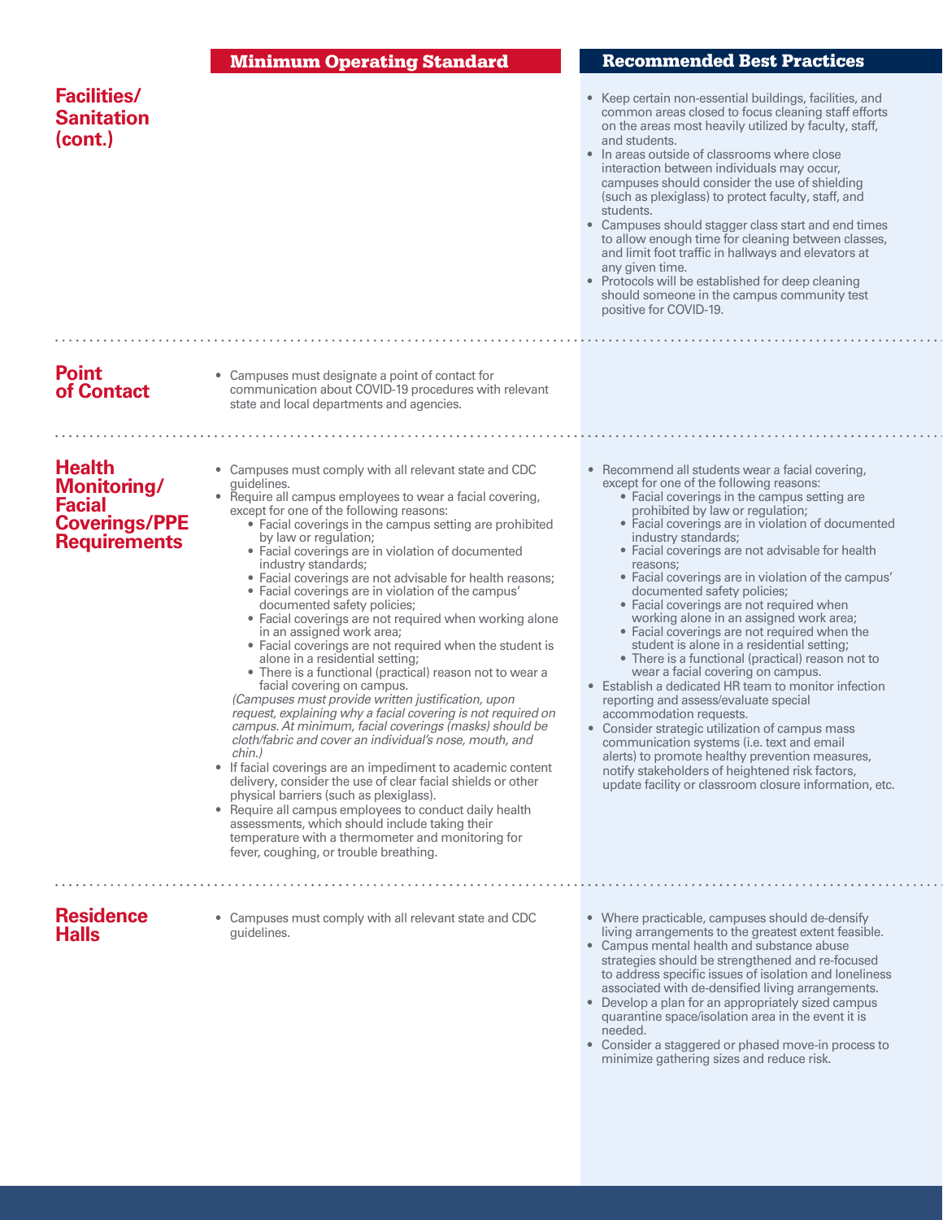| | Minimum Operating Standard | Recommended Best Practices |
|---|---|---|
| **Facilities/ Sanitation (cont.)** | | • Keep certain non-essential buildings, facilities, and common areas closed to focus cleaning staff efforts on the areas most heavily utilized by faculty, staff, and students.<br>• In areas outside of classrooms where close interaction between individuals may occur, campuses should consider the use of shielding (such as plexiglass) to protect faculty, staff, and students.<br>• Campuses should stagger class start and end times to allow enough time for cleaning between classes, and limit foot traffic in hallways and elevators at any given time.<br>• Protocols will be established for deep cleaning should someone in the campus community test positive for COVID-19. |
| **Point of Contact** | • Campuses must designate a point of contact for communication about COVID-19 procedures with relevant state and local departments and agencies. | |
| **Health Monitoring/ Facial Coverings/PPE Requirements** | • Campuses must comply with all relevant state and CDC guidelines.<br>• Require all campus employees to wear a facial covering, except for one of the following reasons:<br>&nbsp;&nbsp;&nbsp;&nbsp;• Facial coverings in the campus setting are prohibited by law or regulation;<br>&nbsp;&nbsp;&nbsp;&nbsp;• Facial coverings are in violation of documented industry standards;<br>&nbsp;&nbsp;&nbsp;&nbsp;• Facial coverings are not advisable for health reasons;<br>&nbsp;&nbsp;&nbsp;&nbsp;• Facial coverings are in violation of the campus' documented safety policies;<br>&nbsp;&nbsp;&nbsp;&nbsp;• Facial coverings are not required when working alone in an assigned work area;<br>&nbsp;&nbsp;&nbsp;&nbsp;• Facial coverings are not required when the student is alone in a residential setting;<br>&nbsp;&nbsp;&nbsp;&nbsp;• There is a functional (practical) reason not to wear a facial covering on campus.<br>*(Campuses must provide written justification, upon request, explaining why a facial covering is not required on campus. At minimum, facial coverings (masks) should be cloth/fabric and cover an individual's nose, mouth, and chin.)*<br>• If facial coverings are an impediment to academic content delivery, consider the use of clear facial shields or other physical barriers (such as plexiglass).<br>• Require all campus employees to conduct daily health assessments, which should include taking their temperature with a thermometer and monitoring for fever, coughing, or trouble breathing. | • Recommend all students wear a facial covering, except for one of the following reasons:<br>&nbsp;&nbsp;&nbsp;&nbsp;• Facial coverings in the campus setting are prohibited by law or regulation;<br>&nbsp;&nbsp;&nbsp;&nbsp;• Facial coverings are in violation of documented industry standards;<br>&nbsp;&nbsp;&nbsp;&nbsp;• Facial coverings are not advisable for health reasons;<br>&nbsp;&nbsp;&nbsp;&nbsp;• Facial coverings are in violation of the campus' documented safety policies;<br>&nbsp;&nbsp;&nbsp;&nbsp;• Facial coverings are not required when working alone in an assigned work area;<br>&nbsp;&nbsp;&nbsp;&nbsp;• Facial coverings are not required when the student is alone in a residential setting;<br>&nbsp;&nbsp;&nbsp;&nbsp;• There is a functional (practical) reason not to wear a facial covering on campus.<br>• Establish a dedicated HR team to monitor infection reporting and assess/evaluate special accommodation requests.<br>• Consider strategic utilization of campus mass communication systems (i.e. text and email alerts) to promote healthy prevention measures, notify stakeholders of heightened risk factors, update facility or classroom closure information, etc. |
| **Residence Halls** | • Campuses must comply with all relevant state and CDC guidelines. | • Where practicable, campuses should de-densify living arrangements to the greatest extent feasible.<br>• Campus mental health and substance abuse strategies should be strengthened and re-focused to address specific issues of isolation and loneliness associated with de-densified living arrangements.<br>• Develop a plan for an appropriately sized campus quarantine space/isolation area in the event it is needed.<br>• Consider a staggered or phased move-in process to minimize gathering sizes and reduce risk. |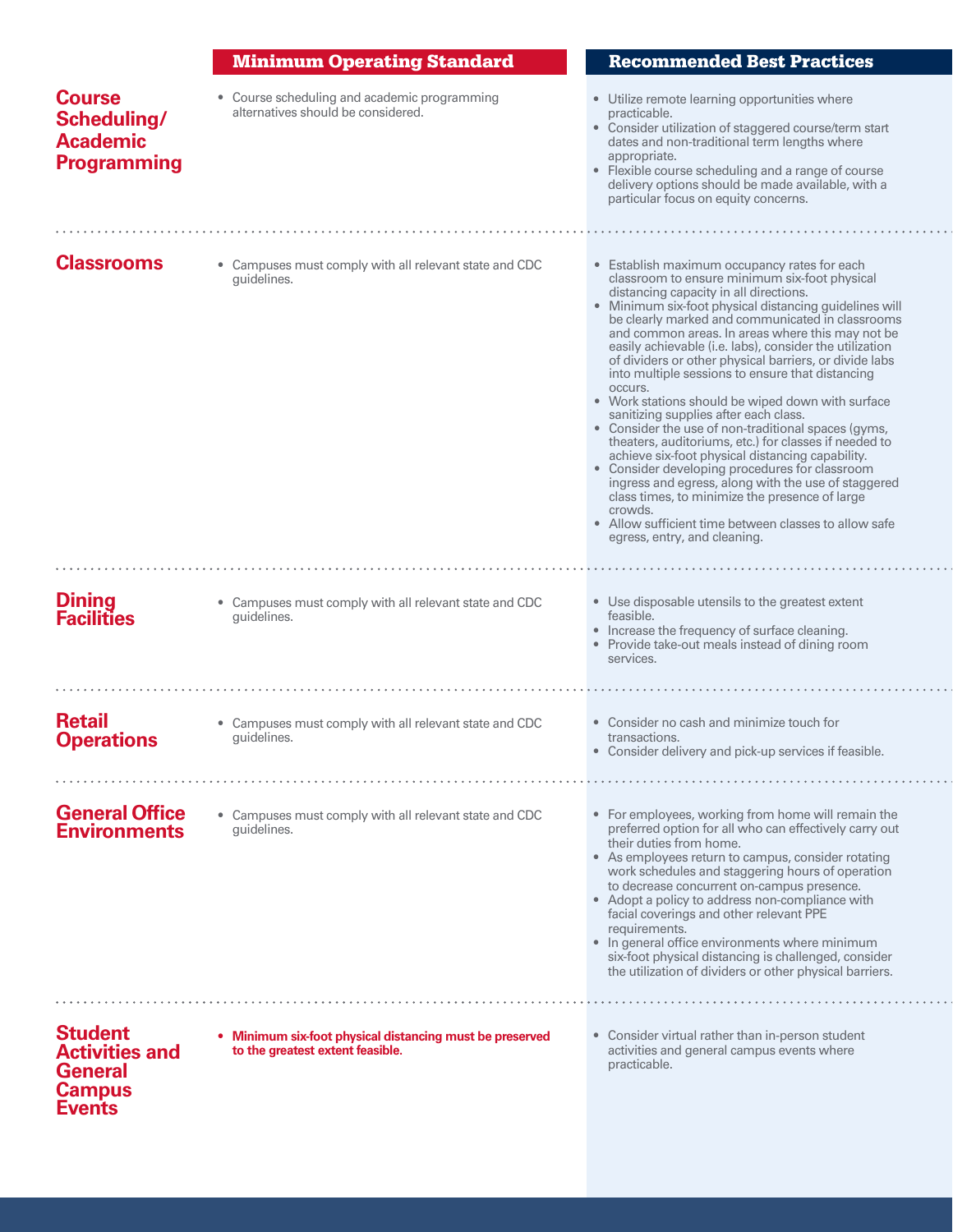| | Minimum Operating Standard | Recommended Best Practices |
|---|---|---|
| **Course Scheduling/ Academic Programming** | • Course scheduling and academic programming alternatives should be considered. | • Utilize remote learning opportunities where practicable.<br>• Consider utilization of staggered course/term start dates and non-traditional term lengths where appropriate.<br>• Flexible course scheduling and a range of course delivery options should be made available, with a particular focus on equity concerns. |
| **Classrooms** | • Campuses must comply with all relevant state and CDC guidelines. | • Establish maximum occupancy rates for each classroom to ensure minimum six-foot physical distancing capacity in all directions.<br>• Minimum six-foot physical distancing guidelines will be clearly marked and communicated in classrooms and common areas. In areas where this may not be easily achievable (i.e. labs), consider the utilization of dividers or other physical barriers, or divide labs into multiple sessions to ensure that distancing occurs.<br>• Work stations should be wiped down with surface sanitizing supplies after each class.<br>• Consider the use of non-traditional spaces (gyms, theaters, auditoriums, etc.) for classes if needed to achieve six-foot physical distancing capability.<br>• Consider developing procedures for classroom ingress and egress, along with the use of staggered class times, to minimize the presence of large crowds.<br>• Allow sufficient time between classes to allow safe egress, entry, and cleaning. |
| **Dining Facilities** | • Campuses must comply with all relevant state and CDC guidelines. | • Use disposable utensils to the greatest extent feasible.<br>• Increase the frequency of surface cleaning.<br>• Provide take-out meals instead of dining room services. |
| **Retail Operations** | • Campuses must comply with all relevant state and CDC guidelines. | • Consider no cash and minimize touch for transactions.<br>• Consider delivery and pick-up services if feasible. |
| **General Office Environments** | • Campuses must comply with all relevant state and CDC guidelines. | • For employees, working from home will remain the preferred option for all who can effectively carry out their duties from home.<br>• As employees return to campus, consider rotating work schedules and staggering hours of operation to decrease concurrent on-campus presence.<br>• Adopt a policy to address non-compliance with facial coverings and other relevant PPE requirements.<br>• In general office environments where minimum six-foot physical distancing is challenged, consider the utilization of dividers or other physical barriers. |
| **Student Activities and General Campus Events** | • **Minimum six-foot physical distancing must be preserved to the greatest extent feasible.** | • Consider virtual rather than in-person student activities and general campus events where practicable. |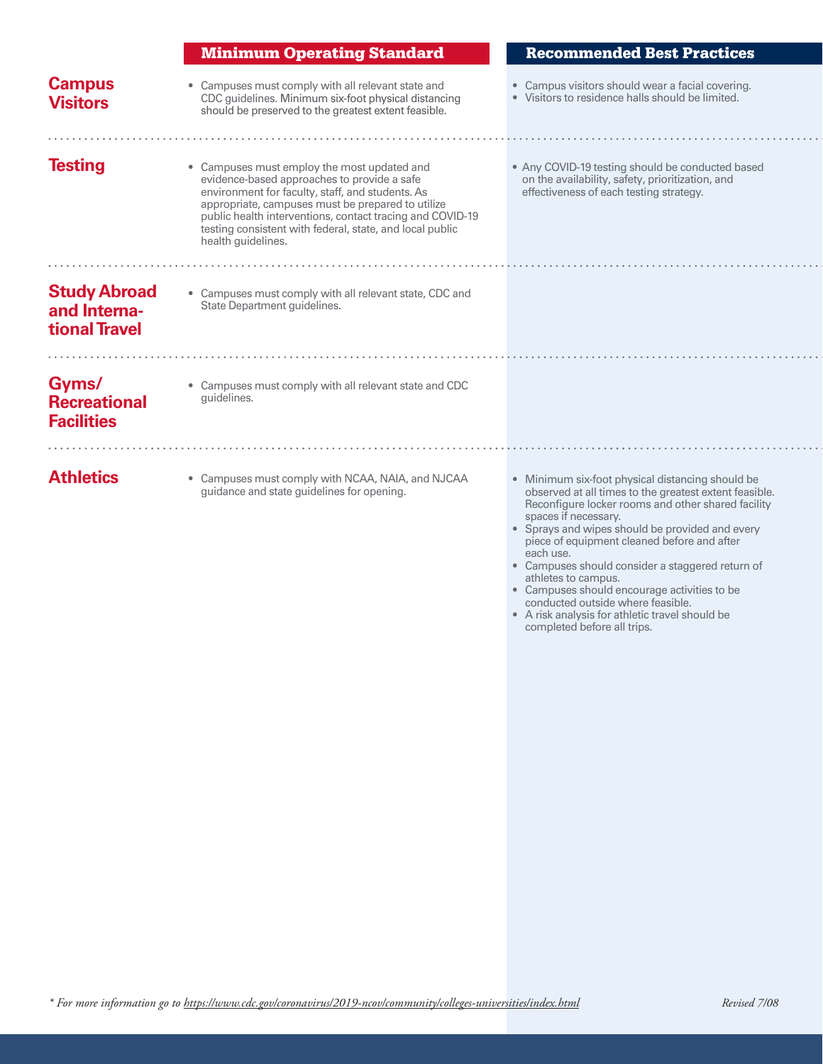| | Minimum Operating Standard | Recommended Best Practices |
|---|---|---|
| **Campus Visitors** | • Campuses must comply with all relevant state and CDC guidelines. Minimum six-foot physical distancing should be preserved to the greatest extent feasible. | • Campus visitors should wear a facial covering.<br>• Visitors to residence halls should be limited. |
| **Testing** | • Campuses must employ the most updated and evidence-based approaches to provide a safe environment for faculty, staff, and students. As appropriate, campuses must be prepared to utilize public health interventions, contact tracing and COVID-19 testing consistent with federal, state, and local public health guidelines. | • Any COVID-19 testing should be conducted based on the availability, safety, prioritization, and effectiveness of each testing strategy. |
| **Study Abroad and International Travel** | • Campuses must comply with all relevant state, CDC and State Department guidelines. | |
| **Gyms/ Recreational Facilities** | • Campuses must comply with all relevant state and CDC guidelines. | |
| **Athletics** | • Campuses must comply with NCAA, NAIA, and NJCAA guidance and state guidelines for opening. | • Minimum six-foot physical distancing should be observed at all times to the greatest extent feasible. Reconfigure locker rooms and other shared facility spaces if necessary.<br>• Sprays and wipes should be provided and every piece of equipment cleaned before and after each use.<br>• Campuses should consider a staggered return of athletes to campus.<br>• Campuses should encourage activities to be conducted outside where feasible.<br>• A risk analysis for athletic travel should be completed before all trips. |

*\* For more information go to https://www.cdc.gov/coronavirus/2019-ncov/community/colleges-universities/index.html*

*Revised 7/08*